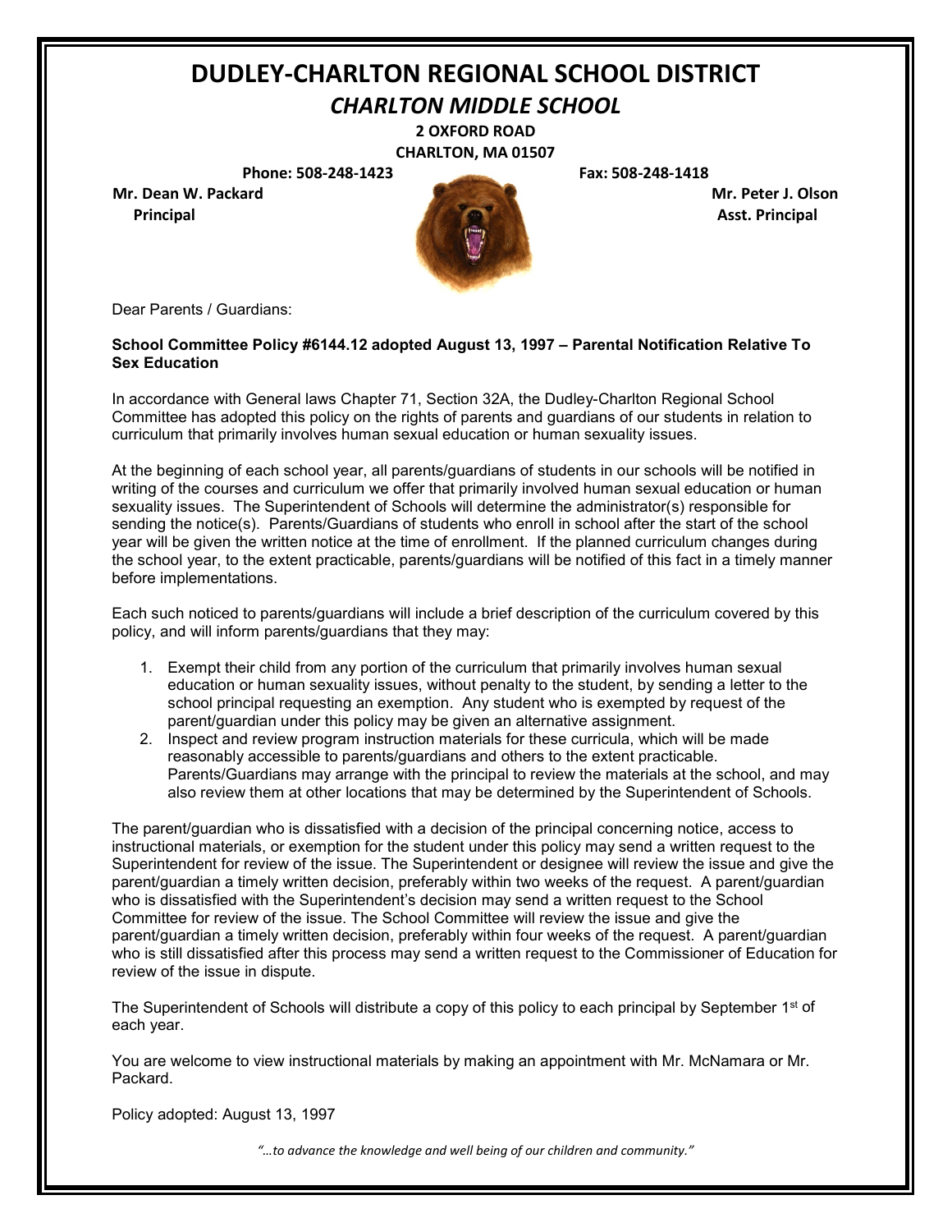# DUDLEY-CHARLTON REGIONAL SCHOOL DISTRICT

## *CHARLTON MIDDLE SCHOOL*

**2 OXFORD ROAD**
**CHARLTON, MA 01507**

**Phone: 508-248-1423** **Fax: 508-248-1418**

**Mr. Dean W. Packard**
**Principal**

**Mr. Peter J. Olson**
**Asst. Principal**

Dear Parents / Guardians:

**School Committee Policy #6144.12 adopted August 13, 1997 – Parental Notification Relative To Sex Education**

In accordance with General laws Chapter 71, Section 32A, the Dudley-Charlton Regional School Committee has adopted this policy on the rights of parents and guardians of our students in relation to curriculum that primarily involves human sexual education or human sexuality issues.

At the beginning of each school year, all parents/guardians of students in our schools will be notified in writing of the courses and curriculum we offer that primarily involved human sexual education or human sexuality issues. The Superintendent of Schools will determine the administrator(s) responsible for sending the notice(s). Parents/Guardians of students who enroll in school after the start of the school year will be given the written notice at the time of enrollment. If the planned curriculum changes during the school year, to the extent practicable, parents/guardians will be notified of this fact in a timely manner before implementations.

Each such noticed to parents/guardians will include a brief description of the curriculum covered by this policy, and will inform parents/guardians that they may:

1. Exempt their child from any portion of the curriculum that primarily involves human sexual education or human sexuality issues, without penalty to the student, by sending a letter to the school principal requesting an exemption. Any student who is exempted by request of the parent/guardian under this policy may be given an alternative assignment.
2. Inspect and review program instruction materials for these curricula, which will be made reasonably accessible to parents/guardians and others to the extent practicable. Parents/Guardians may arrange with the principal to review the materials at the school, and may also review them at other locations that may be determined by the Superintendent of Schools.

The parent/guardian who is dissatisfied with a decision of the principal concerning notice, access to instructional materials, or exemption for the student under this policy may send a written request to the Superintendent for review of the issue. The Superintendent or designee will review the issue and give the parent/guardian a timely written decision, preferably within two weeks of the request. A parent/guardian who is dissatisfied with the Superintendent's decision may send a written request to the School Committee for review of the issue. The School Committee will review the issue and give the parent/guardian a timely written decision, preferably within four weeks of the request. A parent/guardian who is still dissatisfied after this process may send a written request to the Commissioner of Education for review of the issue in dispute.

The Superintendent of Schools will distribute a copy of this policy to each principal by September 1st of each year.

You are welcome to view instructional materials by making an appointment with Mr. McNamara or Mr. Packard.

Policy adopted: August 13, 1997

*"…to advance the knowledge and well being of our children and community."*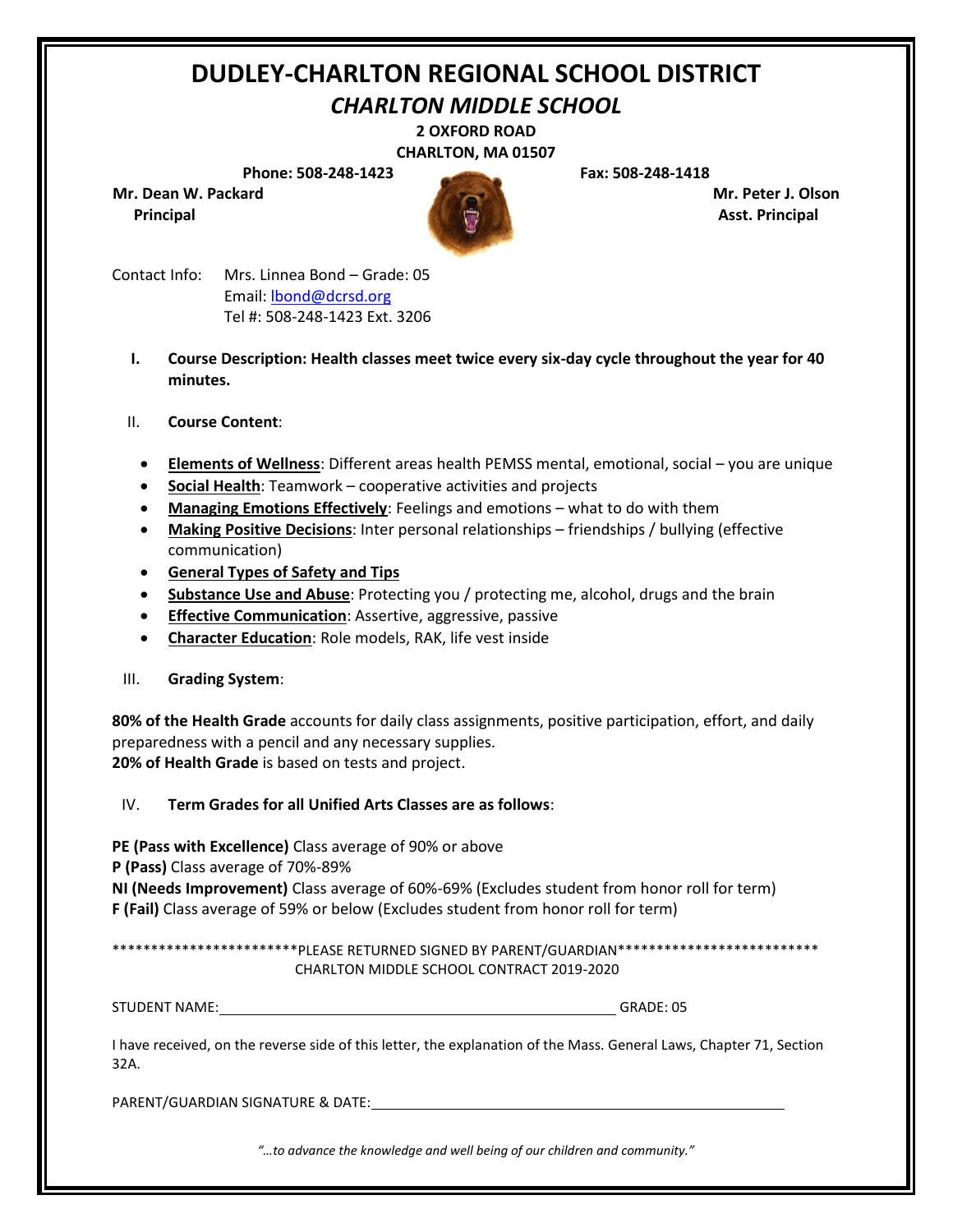# DUDLEY-CHARLTON REGIONAL SCHOOL DISTRICT

## *CHARLTON MIDDLE SCHOOL*

**2 OXFORD ROAD**
**CHARLTON, MA 01507**

**Phone: 508-248-1423** **Fax: 508-248-1418**

**Mr. Dean W. Packard**
**Principal**

**Mr. Peter J. Olson**
**Asst. Principal**

Contact Info: Mrs. Linnea Bond – Grade: 05
Email: lbond@dcrsd.org
Tel #: 508-248-1423 Ext. 3206

I. **Course Description: Health classes meet twice every six-day cycle throughout the year for 40 minutes.**

II. **Course Content**:

- **Elements of Wellness**: Different areas health PEMSS mental, emotional, social – you are unique
- **Social Health**: Teamwork – cooperative activities and projects
- **Managing Emotions Effectively**: Feelings and emotions – what to do with them
- **Making Positive Decisions**: Inter personal relationships – friendships / bullying (effective communication)
- **General Types of Safety and Tips**
- **Substance Use and Abuse**: Protecting you / protecting me, alcohol, drugs and the brain
- **Effective Communication**: Assertive, aggressive, passive
- **Character Education**: Role models, RAK, life vest inside

III. **Grading System**:

**80% of the Health Grade** accounts for daily class assignments, positive participation, effort, and daily preparedness with a pencil and any necessary supplies.
**20% of Health Grade** is based on tests and project.

IV. **Term Grades for all Unified Arts Classes are as follows**:

**PE (Pass with Excellence)** Class average of 90% or above
**P (Pass)** Class average of 70%-89%
**NI (Needs Improvement)** Class average of 60%-69% (Excludes student from honor roll for term)
**F (Fail)** Class average of 59% or below (Excludes student from honor roll for term)

************************PLEASE RETURNED SIGNED BY PARENT/GUARDIAN**************************
CHARLTON MIDDLE SCHOOL CONTRACT 2019-2020

STUDENT NAME:______________________________________________ GRADE: 05

I have received, on the reverse side of this letter, the explanation of the Mass. General Laws, Chapter 71, Section 32A.

PARENT/GUARDIAN SIGNATURE & DATE:______________________________________________

*"…to advance the knowledge and well being of our children and community."*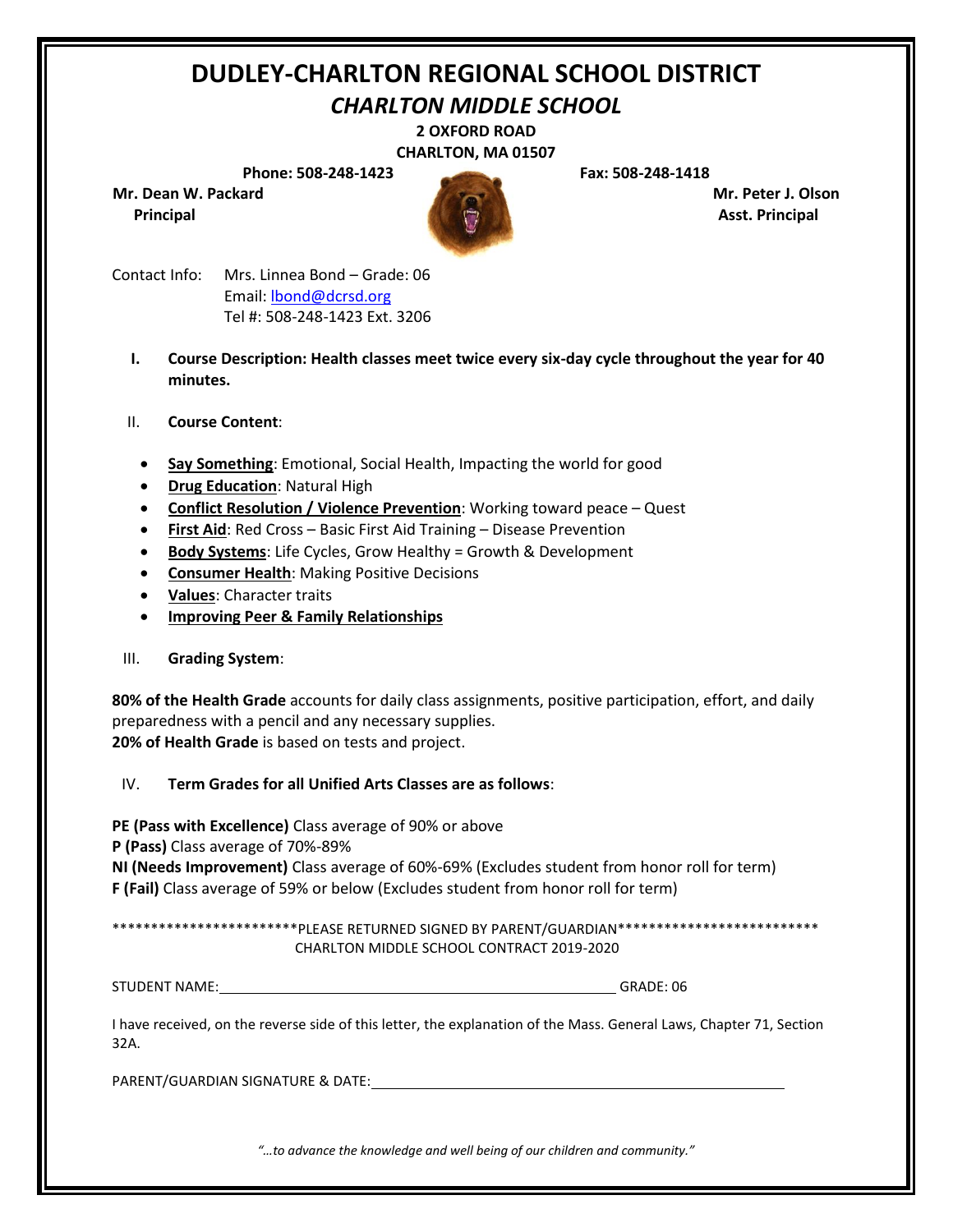# DUDLEY-CHARLTON REGIONAL SCHOOL DISTRICT

## *CHARLTON MIDDLE SCHOOL*

**2 OXFORD ROAD**
**CHARLTON, MA 01507**

**Phone: 508-248-1423** **Fax: 508-248-1418**

**Mr. Dean W. Packard**
**Principal**

**Mr. Peter J. Olson**
**Asst. Principal**

Contact Info: Mrs. Linnea Bond – Grade: 06
Email: lbond@dcrsd.org
Tel #: 508-248-1423 Ext. 3206

I. **Course Description: Health classes meet twice every six-day cycle throughout the year for 40 minutes.**

II. **Course Content**:

- **Say Something**: Emotional, Social Health, Impacting the world for good
- **Drug Education**: Natural High
- **Conflict Resolution / Violence Prevention**: Working toward peace – Quest
- **First Aid**: Red Cross – Basic First Aid Training – Disease Prevention
- **Body Systems**: Life Cycles, Grow Healthy = Growth & Development
- **Consumer Health**: Making Positive Decisions
- **Values**: Character traits
- **Improving Peer & Family Relationships**

III. **Grading System**:

**80% of the Health Grade** accounts for daily class assignments, positive participation, effort, and daily preparedness with a pencil and any necessary supplies.
**20% of Health Grade** is based on tests and project.

IV. **Term Grades for all Unified Arts Classes are as follows**:

**PE (Pass with Excellence)** Class average of 90% or above
**P (Pass)** Class average of 70%-89%
**NI (Needs Improvement)** Class average of 60%-69% (Excludes student from honor roll for term)
**F (Fail)** Class average of 59% or below (Excludes student from honor roll for term)

************************PLEASE RETURNED SIGNED BY PARENT/GUARDIAN***************************
CHARLTON MIDDLE SCHOOL CONTRACT 2019-2020

STUDENT NAME:\_\_\_\_\_\_\_\_\_\_\_\_\_\_\_\_\_\_\_\_\_\_\_\_\_\_\_\_\_\_\_\_\_\_\_\_\_\_\_\_\_\_\_\_ GRADE: 06

I have received, on the reverse side of this letter, the explanation of the Mass. General Laws, Chapter 71, Section 32A.

PARENT/GUARDIAN SIGNATURE & DATE:\_\_\_\_\_\_\_\_\_\_\_\_\_\_\_\_\_\_\_\_\_\_\_\_\_\_\_\_\_\_\_\_\_\_\_\_\_\_\_\_\_\_\_\_

*"…to advance the knowledge and well being of our children and community."*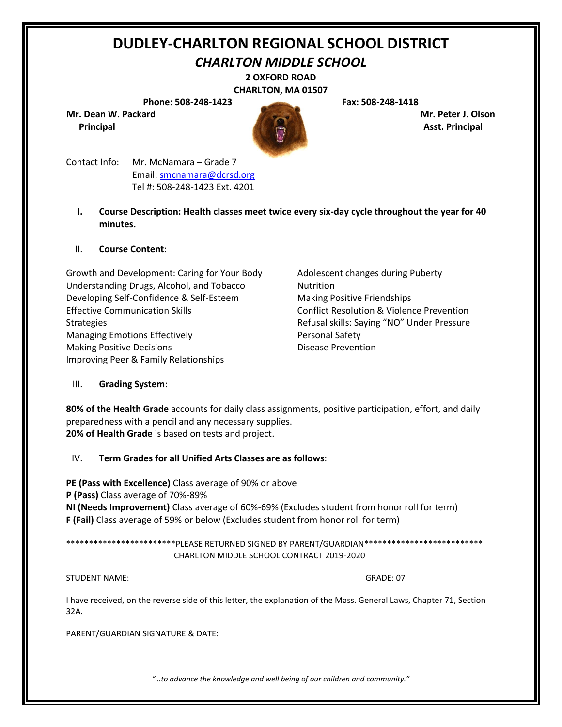# DUDLEY-CHARLTON REGIONAL SCHOOL DISTRICT

## *CHARLTON MIDDLE SCHOOL*

**2 OXFORD ROAD**
**CHARLTON, MA 01507**

**Phone: 508-248-1423** **Fax: 508-248-1418**

**Mr. Dean W. Packard**
**Principal**

**Mr. Peter J. Olson**
**Asst. Principal**

Contact Info: Mr. McNamara – Grade 7
Email: smcnamara@dcrsd.org
Tel #: 508-248-1423 Ext. 4201

I. **Course Description: Health classes meet twice every six-day cycle throughout the year for 40 minutes.**

II. **Course Content**:

Growth and Development: Caring for Your Body
Understanding Drugs, Alcohol, and Tobacco
Developing Self-Confidence & Self-Esteem
Effective Communication Skills
Strategies
Managing Emotions Effectively
Making Positive Decisions
Improving Peer & Family Relationships
Adolescent changes during Puberty
Nutrition
Making Positive Friendships
Conflict Resolution & Violence Prevention
Refusal skills: Saying "NO" Under Pressure
Personal Safety
Disease Prevention

III. **Grading System**:

**80% of the Health Grade** accounts for daily class assignments, positive participation, effort, and daily preparedness with a pencil and any necessary supplies.
**20% of Health Grade** is based on tests and project.

IV. **Term Grades for all Unified Arts Classes are as follows**:

**PE (Pass with Excellence)** Class average of 90% or above
**P (Pass)** Class average of 70%-89%
**NI (Needs Improvement)** Class average of 60%-69% (Excludes student from honor roll for term)
**F (Fail)** Class average of 59% or below (Excludes student from honor roll for term)

************************PLEASE RETURNED SIGNED BY PARENT/GUARDIAN**************************
CHARLTON MIDDLE SCHOOL CONTRACT 2019-2020

STUDENT NAME:\_\_\_\_\_\_\_\_\_\_\_\_\_\_\_\_\_\_\_\_\_\_\_\_\_\_\_\_\_\_\_\_\_\_\_\_\_\_\_\_ GRADE: 07

I have received, on the reverse side of this letter, the explanation of the Mass. General Laws, Chapter 71, Section 32A.

PARENT/GUARDIAN SIGNATURE & DATE:\_\_\_\_\_\_\_\_\_\_\_\_\_\_\_\_\_\_\_\_\_\_\_\_\_\_\_\_\_\_\_\_\_\_\_\_\_\_\_\_

*"…to advance the knowledge and well being of our children and community."*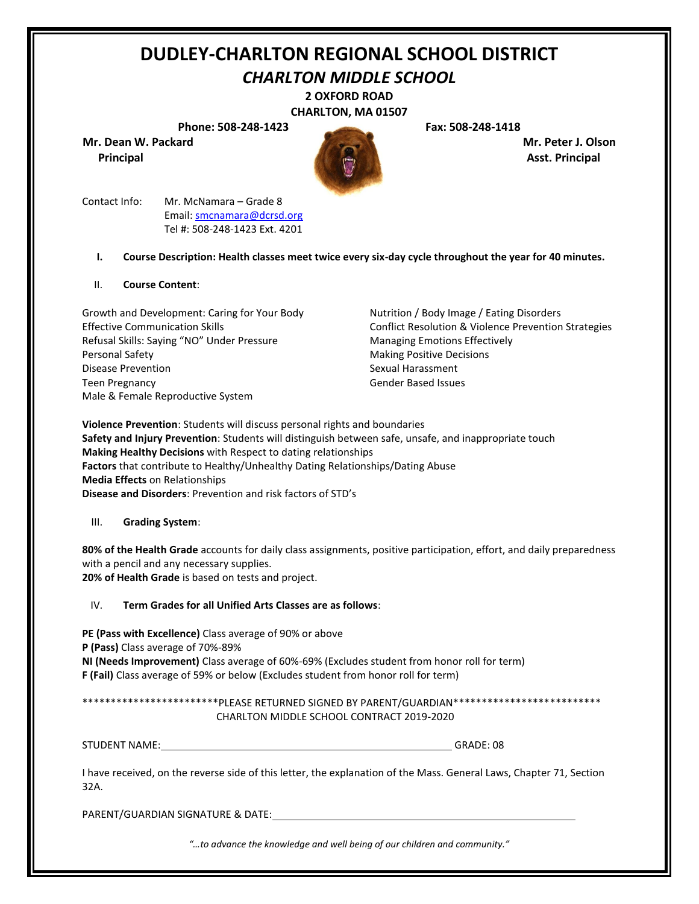# DUDLEY-CHARLTON REGIONAL SCHOOL DISTRICT

## *CHARLTON MIDDLE SCHOOL*

**2 OXFORD ROAD**
**CHARLTON, MA 01507**

**Phone: 508-248-1423** **Fax: 508-248-1418**

**Mr. Dean W. Packard**
**Principal**

**Mr. Peter J. Olson**
**Asst. Principal**

Contact Info: Mr. McNamara – Grade 8
Email: smcnamara@dcrsd.org
Tel #: 508-248-1423 Ext. 4201

I. **Course Description: Health classes meet twice every six-day cycle throughout the year for 40 minutes.**

II. **Course Content**:

Growth and Development: Caring for Your Body
Effective Communication Skills
Refusal Skills: Saying "NO" Under Pressure
Personal Safety
Disease Prevention
Teen Pregnancy
Male & Female Reproductive System
Nutrition / Body Image / Eating Disorders
Conflict Resolution & Violence Prevention Strategies
Managing Emotions Effectively
Making Positive Decisions
Sexual Harassment
Gender Based Issues

**Violence Prevention**: Students will discuss personal rights and boundaries
**Safety and Injury Prevention**: Students will distinguish between safe, unsafe, and inappropriate touch
**Making Healthy Decisions** with Respect to dating relationships
**Factors** that contribute to Healthy/Unhealthy Dating Relationships/Dating Abuse
**Media Effects** on Relationships
**Disease and Disorders**: Prevention and risk factors of STD's

III. **Grading System**:

**80% of the Health Grade** accounts for daily class assignments, positive participation, effort, and daily preparedness with a pencil and any necessary supplies.
**20% of Health Grade** is based on tests and project.

IV. **Term Grades for all Unified Arts Classes are as follows**:

**PE (Pass with Excellence)** Class average of 90% or above
**P (Pass)** Class average of 70%-89%
**NI (Needs Improvement)** Class average of 60%-69% (Excludes student from honor roll for term)
**F (Fail)** Class average of 59% or below (Excludes student from honor roll for term)

************************PLEASE RETURNED SIGNED BY PARENT/GUARDIAN**************************
CHARLTON MIDDLE SCHOOL CONTRACT 2019-2020

STUDENT NAME:\_\_\_\_\_\_\_\_\_\_\_\_\_\_\_\_\_\_\_\_\_\_\_\_\_\_\_\_\_\_\_\_\_\_\_\_\_\_\_\_\_\_\_\_ GRADE: 08

I have received, on the reverse side of this letter, the explanation of the Mass. General Laws, Chapter 71, Section 32A.

PARENT/GUARDIAN SIGNATURE & DATE:\_\_\_\_\_\_\_\_\_\_\_\_\_\_\_\_\_\_\_\_\_\_\_\_\_\_\_\_\_\_\_\_\_\_\_\_\_\_\_\_\_\_\_\_

*"…to advance the knowledge and well being of our children and community."*